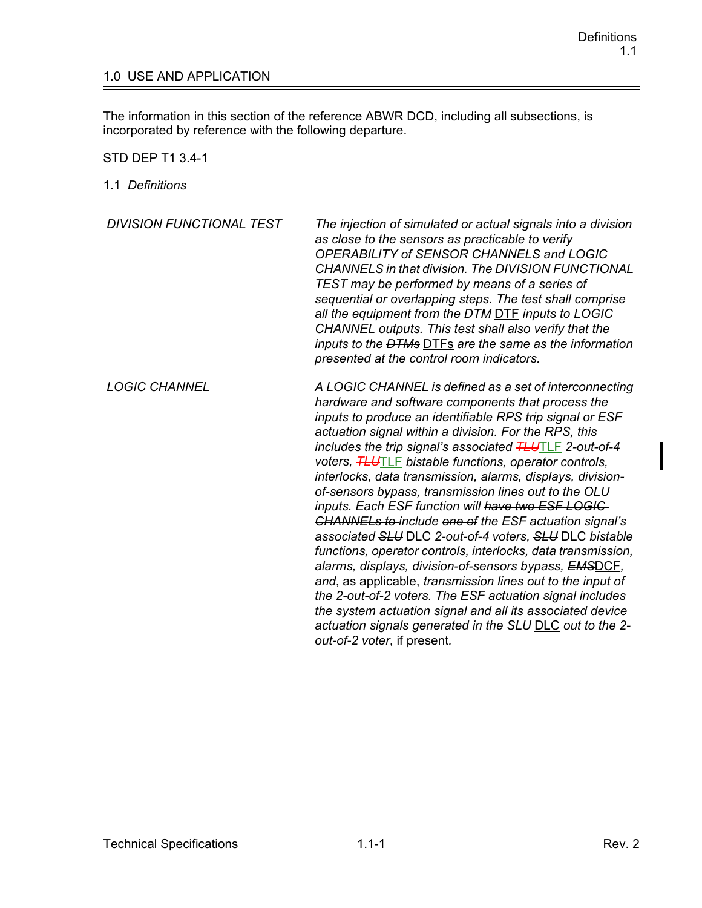## 1.0 USE AND APPLICATION

The information in this section of the reference ABWR DCD, including all subsections, is incorporated by reference with the following departure.

STD DEP T1 3.4-1

### 1.1 *Definitions*

| | |
|---|---|
| *DIVISION FUNCTIONAL TEST* | *The injection of simulated or actual signals into a division as close to the sensors as practicable to verify OPERABILITY of SENSOR CHANNELS and LOGIC CHANNELS in that division. The DIVISION FUNCTIONAL TEST may be performed by means of a series of sequential or overlapping steps. The test shall comprise all the equipment from the* ~~*DTM*~~ DTF *inputs to LOGIC CHANNEL outputs. This test shall also verify that the inputs to the* ~~*DTMs*~~ DTFs *are the same as the information presented at the control room indicators.* |
| *LOGIC CHANNEL* | *A LOGIC CHANNEL is defined as a set of interconnecting hardware and software components that process the inputs to produce an identifiable RPS trip signal or ESF actuation signal within a division. For the RPS, this includes the trip signal's associated* ~~*TLU*~~TLF *2-out-of-4 voters,* ~~*TLU*~~TLF *bistable functions, operator controls, interlocks, data transmission, alarms, displays, division-of-sensors bypass, transmission lines out to the OLU inputs. Each ESF function will* ~~*have two ESF LOGIC CHANNELs to*~~ *include* ~~*one of*~~ *the ESF actuation signal's associated* ~~*SLU*~~ DLC *2-out-of-4 voters,* ~~*SLU*~~ DLC *bistable functions, operator controls, interlocks, data transmission, alarms, displays, division-of-sensors bypass,* ~~*EMS*~~DCF*, and*, as applicable, *transmission lines out to the input of the 2-out-of-2 voters. The ESF actuation signal includes the system actuation signal and all its associated device actuation signals generated in the* ~~*SLU*~~ DLC *out to the 2-out-of-2 voter*, if present*.* |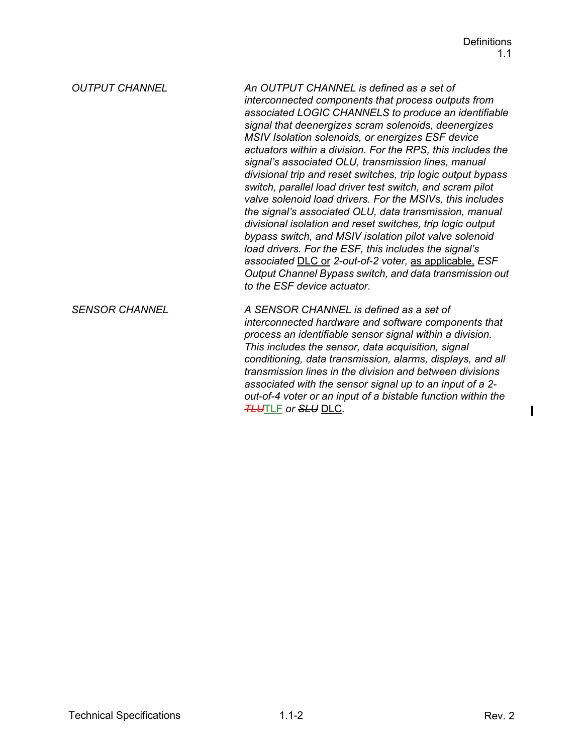| | |
|---|---|
| *OUTPUT CHANNEL* | *An OUTPUT CHANNEL is defined as a set of interconnected components that process outputs from associated LOGIC CHANNELS to produce an identifiable signal that deenergizes scram solenoids, deenergizes MSIV Isolation solenoids, or energizes ESF device actuators within a division. For the RPS, this includes the signal's associated OLU, transmission lines, manual divisional trip and reset switches, trip logic output bypass switch, parallel load driver test switch, and scram pilot valve solenoid load drivers. For the MSIVs, this includes the signal's associated OLU, data transmission, manual divisional isolation and reset switches, trip logic output bypass switch, and MSIV isolation pilot valve solenoid load drivers. For the ESF, this includes the signal's associated* DLC or *2-out-of-2 voter,* as applicable, *ESF Output Channel Bypass switch, and data transmission out to the ESF device actuator.* |
| *SENSOR CHANNEL* | *A SENSOR CHANNEL is defined as a set of interconnected hardware and software components that process an identifiable sensor signal within a division. This includes the sensor, data acquisition, signal conditioning, data transmission, alarms, displays, and all transmission lines in the division and between divisions associated with the sensor signal up to an input of a 2-out-of-4 voter or an input of a bistable function within the* ~~*TLU*~~TLF *or* ~~*SLU*~~ DLC*.* |